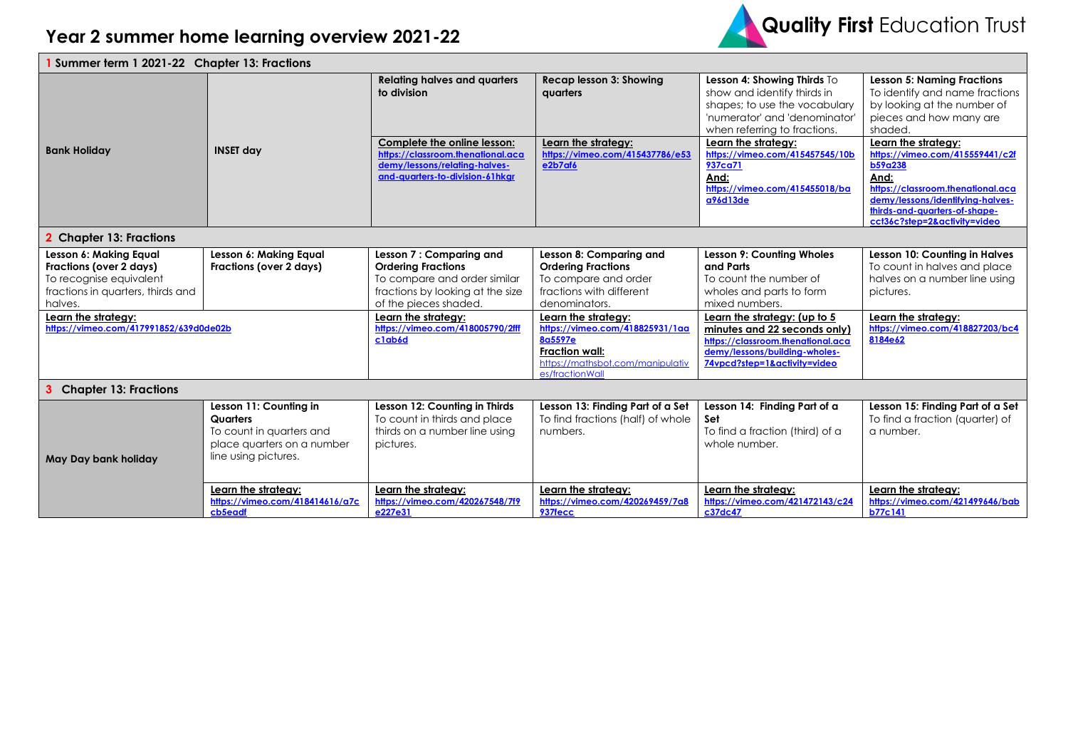# Year 2 summer home learning overview 2021-22

Quality First Education Trust

| 1 Summer term 1 2021-22 Chapter 13: Fractions | | | | | |
|---|---|---|---|---|---|
| Bank Holiday | INSET day | **Relating halves and quarters to division** | **Recap lesson 3: Showing quarters** | **Lesson 4: Showing Thirds** To show and identify thirds in shapes; to use the vocabulary 'numerator' and 'denominator' when referring to fractions. | **Lesson 5: Naming Fractions** To identify and name fractions by looking at the number of pieces and how many are shaded. |
| | | **Complete the online lesson:** https://classroom.thenational.academy/lessons/relating-halves-and-quarters-to-division-61hkgr | **Learn the strategy:** https://vimeo.com/415437786/e53e2b7af6 | **Learn the strategy:** https://vimeo.com/415457545/10b937ca71 **And:** https://vimeo.com/415455018/baa96d13de | **Learn the strategy:** https://vimeo.com/415559441/c2fb59a238 **And:** https://classroom.thenational.academy/lessons/identifying-halves-thirds-and-quarters-of-shape-cct36c?step=2&activity=video |
| **2 Chapter 13: Fractions** | | | | | |
| **Lesson 6: Making Equal Fractions (over 2 days)** To recognise equivalent fractions in quarters, thirds and halves. | **Lesson 6: Making Equal Fractions (over 2 days)** | **Lesson 7 : Comparing and Ordering Fractions** To compare and order similar fractions by looking at the size of the pieces shaded. | **Lesson 8: Comparing and Ordering Fractions** To compare and order fractions with different denominators. | **Lesson 9: Counting Wholes and Parts** To count the number of wholes and parts to form mixed numbers. | **Lesson 10: Counting in Halves** To count in halves and place halves on a number line using pictures. |
| **Learn the strategy:** https://vimeo.com/417991852/639d0de02b | | **Learn the strategy:** https://vimeo.com/418005790/2fffc1ab6d | **Learn the strategy:** https://vimeo.com/418825931/1aa8a5597e **Fraction wall:** https://mathsbot.com/manipulatives/fractionWall | **Learn the strategy: (up to 5 minutes and 22 seconds only)** https://classroom.thenational.academy/lessons/building-wholes-74vpcd?step=1&activity=video | **Learn the strategy:** https://vimeo.com/418827203/bc48184e62 |
| **3 Chapter 13: Fractions** | | | | | |
| May Day bank holiday | **Lesson 11: Counting in Quarters** To count in quarters and place quarters on a number line using pictures. | **Lesson 12: Counting in Thirds** To count in thirds and place thirds on a number line using pictures. | **Lesson 13: Finding Part of a Set** To find fractions (half) of whole numbers. | **Lesson 14: Finding Part of a Set** To find a fraction (third) of a whole number. | **Lesson 15: Finding Part of a Set** To find a fraction (quarter) of a number. |
| | **Learn the strategy:** https://vimeo.com/418414616/a7ccb5eadf | **Learn the strategy:** https://vimeo.com/420267548/7f9e227e31 | **Learn the strategy:** https://vimeo.com/420269459/7a8937fecc | **Learn the strategy:** https://vimeo.com/421472143/c24c37dc47 | **Learn the strategy:** https://vimeo.com/421499646/babb77c141 |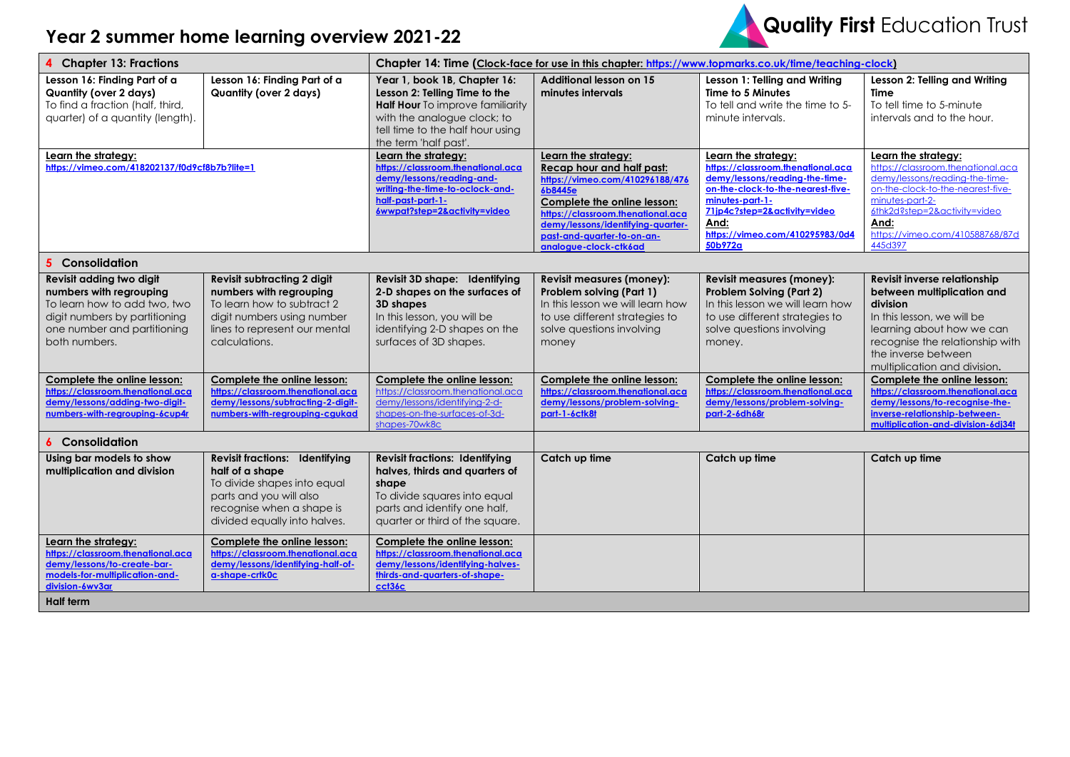# Year 2 summer home learning overview 2021-22

Quality First Education Trust

| 4 Chapter 13: Fractions | | Chapter 14: Time (Clock-face for use in this chapter: https://www.topmarks.co.uk/time/teaching-clock) | | | |
|---|---|---|---|---|---|
| **Lesson 16: Finding Part of a Quantity (over 2 days)** To find a fraction (half, third, quarter) of a quantity (length). | **Lesson 16: Finding Part of a Quantity (over 2 days)** | **Year 1, book 1B, Chapter 16: Lesson 2: Telling Time to the Half Hour** To improve familiarity with the analogue clock; to tell time to the half hour using the term 'half past'. | **Additional lesson on 15 minutes intervals** | **Lesson 1: Telling and Writing Time to 5 Minutes** To tell and write the time to 5-minute intervals. | **Lesson 2: Telling and Writing Time** To tell time to 5-minute intervals and to the hour. |
| **Learn the strategy:** https://vimeo.com/418202137/f0d9cf8b7b?lite=1 | | **Learn the strategy:** https://classroom.thenational.academy/lessons/reading-and-writing-the-time-to-oclock-and-half-past-part-1-6wwpat?step=2&activity=video | **Learn the strategy:** **Recap hour and half past:** https://vimeo.com/410296188/4766b8445e **Complete the online lesson:** https://classroom.thenational.academy/lessons/identifying-quarter-past-and-quarter-to-on-an-analogue-clock-ctk6ad | **Learn the strategy:** https://classroom.thenational.academy/lessons/reading-the-time-on-the-clock-to-the-nearest-five-minutes-part-1-71jp4c?step=2&activity=video **And:** https://vimeo.com/410295983/0d450b972a | **Learn the strategy:** https://classroom.thenational.academy/lessons/reading-the-time-on-the-clock-to-the-nearest-five-minutes-part-2-6thk2d?step=2&activity=video **And:** https://vimeo.com/410588768/87d445d397 |
| **5 Consolidation** | | | | | |
| **Revisit adding two digit numbers with regrouping** To learn how to add two, two digit numbers by partitioning one number and partitioning both numbers. | **Revisit subtracting 2 digit numbers with regrouping** To learn how to subtract 2 digit numbers using number lines to represent our mental calculations. | **Revisit 3D shape: Identifying 2-D shapes on the surfaces of 3D shapes** In this lesson, you will be identifying 2-D shapes on the surfaces of 3D shapes. | **Revisit measures (money): Problem solving (Part 1)** In this lesson we will learn how to use different strategies to solve questions involving money | **Revisit measures (money): Problem Solving (Part 2)** In this lesson we will learn how to use different strategies to solve questions involving money. | **Revisit inverse relationship between multiplication and division** In this lesson, we will be learning about how we can recognise the relationship with the inverse between multiplication and division. |
| **Complete the online lesson:** https://classroom.thenational.academy/lessons/adding-two-digit-numbers-with-regrouping-6cup4r | **Complete the online lesson:** https://classroom.thenational.academy/lessons/subtracting-2-digit-numbers-with-regrouping-cgukad | **Complete the online lesson:** https://classroom.thenational.academy/lessons/identifying-2-d-shapes-on-the-surfaces-of-3d-shapes-70wk8c | **Complete the online lesson:** https://classroom.thenational.academy/lessons/problem-solving-part-1-6ctk8t | **Complete the online lesson:** https://classroom.thenational.academy/lessons/problem-solving-part-2-6dh68r | **Complete the online lesson:** https://classroom.thenational.academy/lessons/to-recognise-the-inverse-relationship-between-multiplication-and-division-6dj34t |
| **6 Consolidation** | | | | | |
| **Using bar models to show multiplication and division** | **Revisit fractions: Identifying half of a shape** To divide shapes into equal parts and you will also recognise when a shape is divided equally into halves. | **Revisit fractions: Identifying halves, thirds and quarters of shape** To divide squares into equal parts and identify one half, quarter or third of the square. | **Catch up time** | **Catch up time** | **Catch up time** |
| **Learn the strategy:** https://classroom.thenational.academy/lessons/to-create-bar-models-for-multiplication-and-division-6wv3ar | **Complete the online lesson:** https://classroom.thenational.academy/lessons/identifying-half-of-a-shape-crtk0c | **Complete the online lesson:** https://classroom.thenational.academy/lessons/identifying-halves-thirds-and-quarters-of-shape-cct36c | | | |
| **Half term** | | | | | |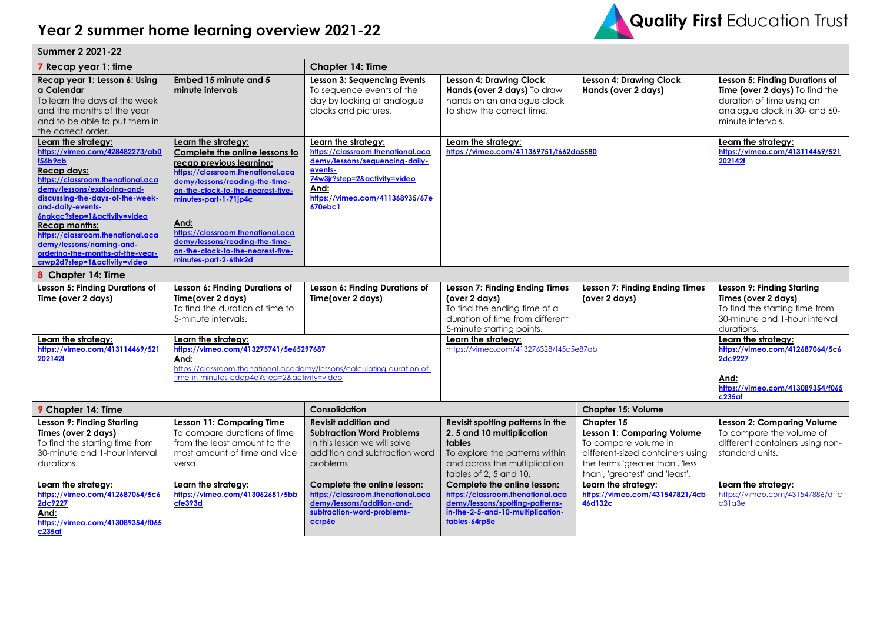# Year 2 summer home learning overview 2021-22

Quality First Education Trust

| Summer 2 2021-22 | | | | | |
|---|---|---|---|---|---|
| **7 Recap year 1: time** | | **Chapter 14: Time** | | | |
| **Recap year 1: Lesson 6: Using a Calendar** To learn the days of the week and the months of the year and to be able to put them in the correct order. | **Embed 15 minute and 5 minute intervals** | **Lesson 3: Sequencing Events** To sequence events of the day by looking at analogue clocks and pictures. | **Lesson 4: Drawing Clock Hands (over 2 days)** To draw hands on an analogue clock to show the correct time. | **Lesson 4: Drawing Clock Hands (over 2 days)** | **Lesson 5: Finding Durations of Time (over 2 days)** To find the duration of time using an analogue clock in 30- and 60-minute intervals. |
| Learn the strategy: https://vimeo.com/428482273/ab0f56b9cb Recap days: https://classroom.thenational.academy/lessons/exploring-and-discussing-the-days-of-the-week-and-daily-events-6ngkgc?step=1&activity=video Recap months: https://classroom.thenational.academy/lessons/naming-and-ordering-the-months-of-the-year-crwp2d?step=1&activity=video | Learn the strategy: Complete the online lessons to recap previous learning: https://classroom.thenational.academy/lessons/reading-the-time-on-the-clock-to-the-nearest-five-minutes-part-1-71jp4c And: https://classroom.thenational.academy/lessons/reading-the-time-on-the-clock-to-the-nearest-five-minutes-part-2-6thk2d | Learn the strategy: https://classroom.thenational.academy/lessons/sequencing-daily-events-74w3jr?step=2&activity=video And: https://vimeo.com/411368935/67e670ebc1 | Learn the strategy: https://vimeo.com/411369751/f662da5580 | | Learn the strategy: https://vimeo.com/413114469/521202142f |
| **8 Chapter 14: Time** | | | | | |
| **Lesson 5: Finding Durations of Time (over 2 days)** | **Lesson 6: Finding Durations of Time(over 2 days)** To find the duration of time to 5-minute intervals. | **Lesson 6: Finding Durations of Time(over 2 days)** | **Lesson 7: Finding Ending Times (over 2 days)** To find the ending time of a duration of time from different 5-minute starting points. | **Lesson 7: Finding Ending Times (over 2 days)** | **Lesson 9: Finding Starting Times (over 2 days)** To find the starting time from 30-minute and 1-hour interval durations. |
| Learn the strategy: https://vimeo.com/413114469/521202142f | Learn the strategy: https://vimeo.com/413275741/5e65297687 And: https://classroom.thenational.academy/lessons/calculating-duration-of-time-in-minutes-cdgp4e?step=2&activity=video | | Learn the strategy: https://vimeo.com/413276328/f45c5e87ab | | Learn the strategy: https://vimeo.com/412687064/5c62dc9227 And: https://vimeo.com/413089354/f065c235af |
| **9 Chapter 14: Time** | | **Consolidation** | | **Chapter 15: Volume** | |
| **Lesson 9: Finding Starting Times (over 2 days)** To find the starting time from 30-minute and 1-hour interval durations. | **Lesson 11: Comparing Time** To compare durations of time from the least amount to the most amount of time and vice versa. | **Revisit addition and Subtraction Word Problems** In this lesson we will solve addition and subtraction word problems | **Revisit spotting patterns in the 2, 5 and 10 multiplication tables** To explore the patterns within and across the multiplication tables of 2, 5 and 10. | **Chapter 15 Lesson 1: Comparing Volume** To compare volume in different-sized containers using the terms 'greater than', 'less than', 'greatest' and 'least'. | **Lesson 2: Comparing Volume** To compare the volume of different containers using non-standard units. |
| Learn the strategy: https://vimeo.com/412687064/5c62dc9227 And: https://vimeo.com/413089354/f065c235af | Learn the strategy: https://vimeo.com/413062681/5bbcfe393d | Complete the online lesson: https://classroom.thenational.academy/lessons/addition-and-subtraction-word-problems-ccrp6e | Complete the online lesson: https://classroom.thenational.academy/lessons/spotting-patterns-in-the-2-5-and-10-multiplication-tables-64rp8e | Learn the strategy: https://vimeo.com/431547821/4cb46d132c | Learn the strategy: https://vimeo.com/431547886/dffcc31a3e |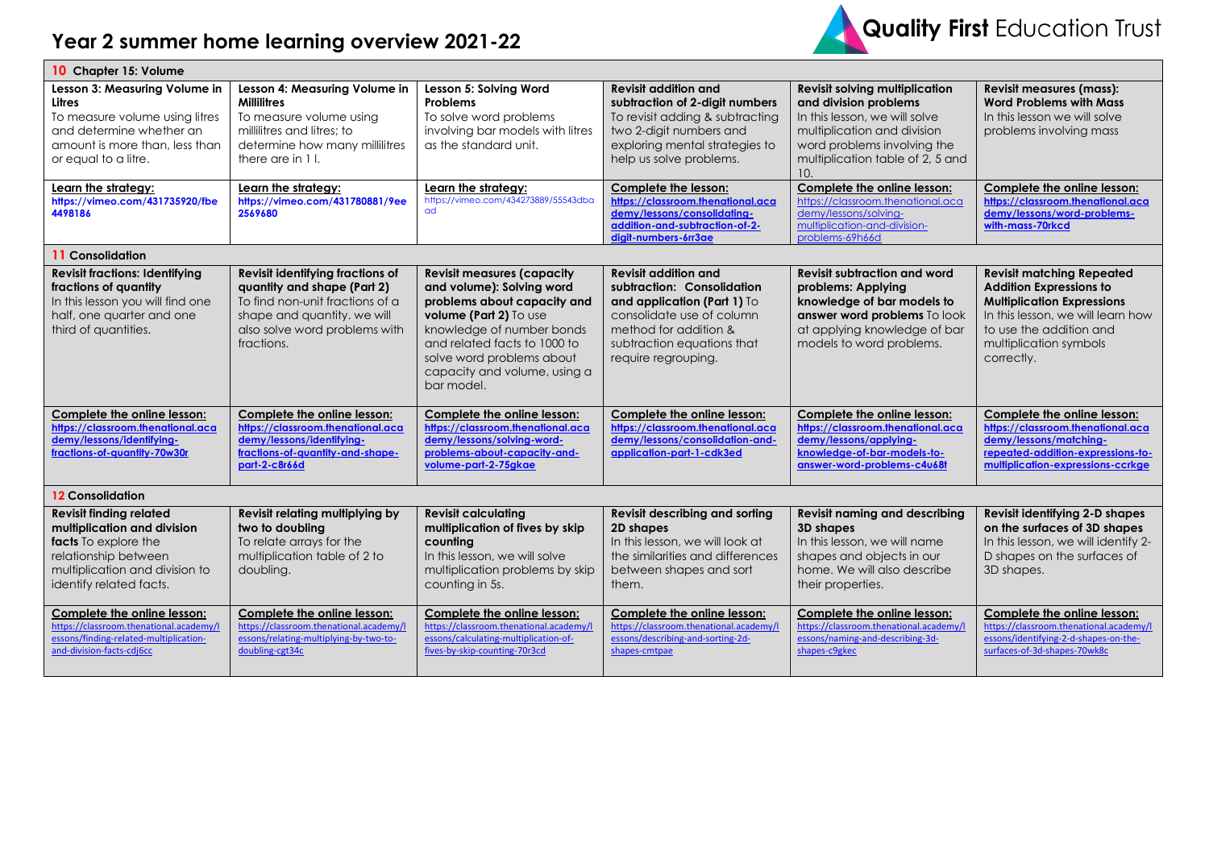# Year 2 summer home learning overview 2021-22

Quality First Education Trust

| 10 Chapter 15: Volume | | | | | |
|---|---|---|---|---|---|
| **Lesson 3: Measuring Volume in Litres** To measure volume using litres and determine whether an amount is more than, less than or equal to a litre. | **Lesson 4: Measuring Volume in Millilitres** To measure volume using millilitres and litres; to determine how many millilitres there are in 1 l. | **Lesson 5: Solving Word Problems** To solve word problems involving bar models with litres as the standard unit. | **Revisit addition and subtraction of 2-digit numbers** To revisit adding & subtracting two 2-digit numbers and exploring mental strategies to help us solve problems. | **Revisit solving multiplication and division problems** In this lesson, we will solve multiplication and division word problems involving the multiplication table of 2, 5 and 10. | **Revisit measures (mass): Word Problems with Mass** In this lesson we will solve problems involving mass |
| **Learn the strategy:** https://vimeo.com/431735920/fbe4498186 | **Learn the strategy:** https://vimeo.com/431780881/9ee2569680 | **Learn the strategy:** https://vimeo.com/434273889/55543dbaad | **Complete the lesson:** https://classroom.thenational.academy/lessons/consolidating-addition-and-subtraction-of-2-digit-numbers-6rr3ae | **Complete the online lesson:** https://classroom.thenational.academy/lessons/solving-multiplication-and-division-problems-69h66d | **Complete the online lesson:** https://classroom.thenational.academy/lessons/word-problems-with-mass-70rkcd |
| **11 Consolidation** | | | | | |
| **Revisit fractions: Identifying fractions of quantity** In this lesson you will find one half, one quarter and one third of quantities. | **Revisit identifying fractions of quantity and shape (Part 2)** To find non-unit fractions of a shape and quantity. we will also solve word problems with fractions. | **Revisit measures (capacity and volume): Solving word problems about capacity and volume (Part 2)** To use knowledge of number bonds and related facts to 1000 to solve word problems about capacity and volume, using a bar model. | **Revisit addition and subtraction: Consolidation and application (Part 1)** To consolidate use of column method for addition & subtraction equations that require regrouping. | **Revisit subtraction and word problems: Applying knowledge of bar models to answer word problems** To look at applying knowledge of bar models to word problems. | **Revisit matching Repeated Addition Expressions to Multiplication Expressions** In this lesson, we will learn how to use the addition and multiplication symbols correctly. |
| **Complete the online lesson:** https://classroom.thenational.academy/lessons/identifying-fractions-of-quantity-70w30r | **Complete the online lesson:** https://classroom.thenational.academy/lessons/identifying-fractions-of-quantity-and-shape-part-2-c8r66d | **Complete the online lesson:** https://classroom.thenational.academy/lessons/solving-word-problems-about-capacity-and-volume-part-2-75gkae | **Complete the online lesson:** https://classroom.thenational.academy/lessons/consolidation-and-application-part-1-cdk3ed | **Complete the online lesson:** https://classroom.thenational.academy/lessons/applying-knowledge-of-bar-models-to-answer-word-problems-c4u68t | **Complete the online lesson:** https://classroom.thenational.academy/lessons/matching-repeated-addition-expressions-to-multiplication-expressions-ccrkge |
| **12 Consolidation** | | | | | |
| **Revisit finding related multiplication and division facts** To explore the relationship between multiplication and division to identify related facts. | **Revisit relating multiplying by two to doubling** To relate arrays for the multiplication table of 2 to doubling. | **Revisit calculating multiplication of fives by skip counting** In this lesson, we will solve multiplication problems by skip counting in 5s. | **Revisit describing and sorting 2D shapes** In this lesson, we will look at the similarities and differences between shapes and sort them. | **Revisit naming and describing 3D shapes** In this lesson, we will name shapes and objects in our home. We will also describe their properties. | **Revisit identifying 2-D shapes on the surfaces of 3D shapes** In this lesson, we will identify 2-D shapes on the surfaces of 3D shapes. |
| **Complete the online lesson:** https://classroom.thenational.academy/lessons/finding-related-multiplication-and-division-facts-cdj6cc | **Complete the online lesson:** https://classroom.thenational.academy/lessons/relating-multiplying-by-two-to-doubling-cgt34c | **Complete the online lesson:** https://classroom.thenational.academy/lessons/calculating-multiplication-of-fives-by-skip-counting-70r3cd | **Complete the online lesson:** https://classroom.thenational.academy/lessons/describing-and-sorting-2d-shapes-cmtpae | **Complete the online lesson:** https://classroom.thenational.academy/lessons/naming-and-describing-3d-shapes-c9gkec | **Complete the online lesson:** https://classroom.thenational.academy/lessons/identifying-2-d-shapes-on-the-surfaces-of-3d-shapes-70wk8c |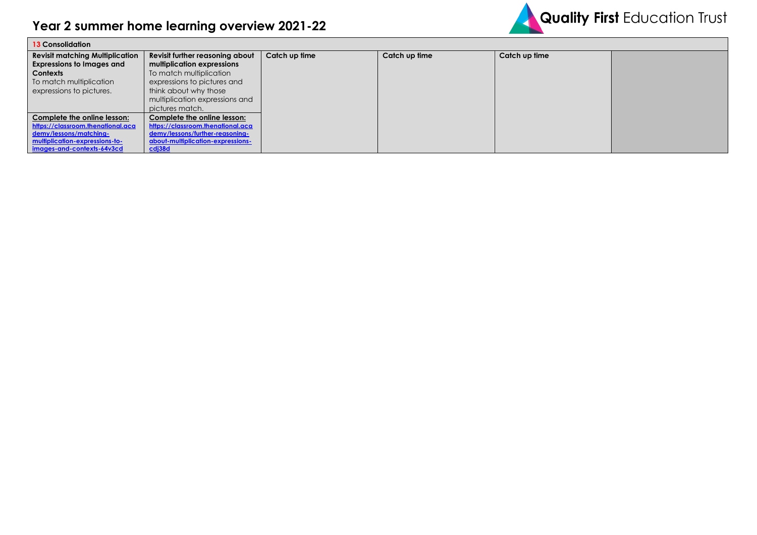# Year 2 summer home learning overview 2021-22

Quality First Education Trust

| 13 Consolidation | | | | | |
|---|---|---|---|---|---|
| **Revisit matching Multiplication Expressions to Images and Contexts**<br>To match multiplication expressions to pictures.<br><br>**Complete the online lesson:**<br>https://classroom.thenational.academy/lessons/matching-multiplication-expressions-to-images-and-contexts-64v3cd | **Revisit further reasoning about multiplication expressions**<br>To match multiplication expressions to pictures and think about why those multiplication expressions and pictures match.<br><br>**Complete the online lesson:**<br>https://classroom.thenational.academy/lessons/further-reasoning-about-multiplication-expressions-cdj38d | **Catch up time** | **Catch up time** | **Catch up time** | |